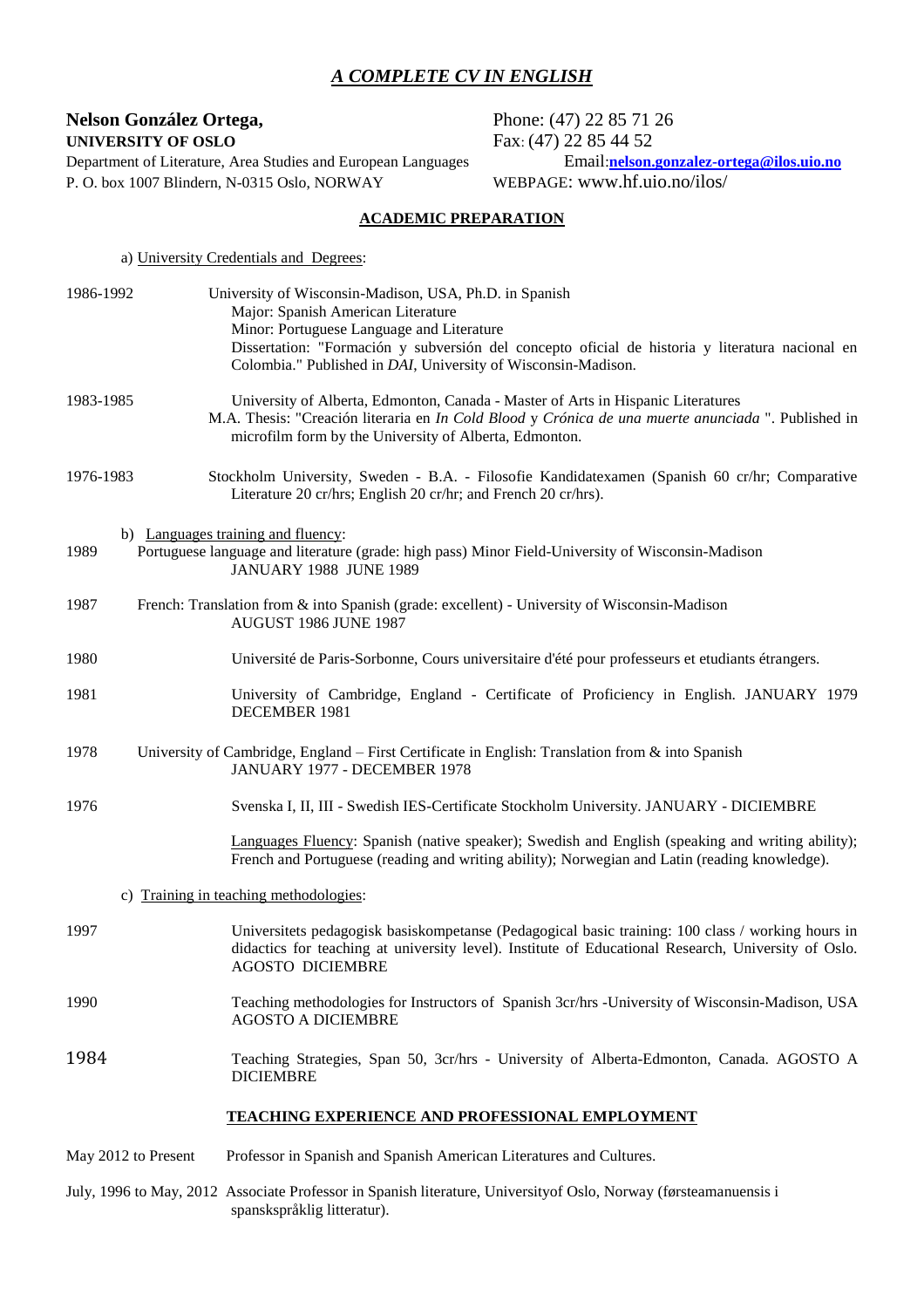# *A COMPLETE CV IN ENGLISH*

**Nelson González Ortega,**
**UNIVERSITY OF OSLO**
Department of Literature, Area Studies and European Languages
P. O. box 1007 Blindern, N-0315 Oslo, NORWAY

Phone: (47) 22 85 71 26
Fax: (47) 22 85 44 52
Email:**nelson.gonzalez-ortega@ilos.uio.no**
WEBPAGE: www.hf.uio.no/ilos/

## ACADEMIC PREPARATION

a) University Credentials and Degrees:

1986-1992 University of Wisconsin-Madison, USA, Ph.D. in Spanish
Major: Spanish American Literature
Minor: Portuguese Language and Literature
Dissertation: "Formación y subversión del concepto oficial de historia y literatura nacional en Colombia." Published in *DAI*, University of Wisconsin-Madison.

1983-1985 University of Alberta, Edmonton, Canada - Master of Arts in Hispanic Literatures
M.A. Thesis: "Creación literaria en *In Cold Blood* y *Crónica de una muerte anunciada* ". Published in microfilm form by the University of Alberta, Edmonton.

1976-1983 Stockholm University, Sweden - B.A. - Filosofie Kandidatexamen (Spanish 60 cr/hr; Comparative Literature 20 cr/hrs; English 20 cr/hr; and French 20 cr/hrs).

b) Languages training and fluency:

1989 Portuguese language and literature (grade: high pass) Minor Field-University of Wisconsin-Madison
JANUARY 1988 JUNE 1989

1987 French: Translation from & into Spanish (grade: excellent) - University of Wisconsin-Madison
AUGUST 1986 JUNE 1987

1980 Université de Paris-Sorbonne, Cours universitaire d'été pour professeurs et etudiants étrangers.

1981 University of Cambridge, England - Certificate of Proficiency in English. JANUARY 1979 DECEMBER 1981

1978 University of Cambridge, England – First Certificate in English: Translation from & into Spanish
JANUARY 1977 - DECEMBER 1978

1976 Svenska I, II, III - Swedish IES-Certificate Stockholm University. JANUARY - DICIEMBRE

Languages Fluency: Spanish (native speaker); Swedish and English (speaking and writing ability); French and Portuguese (reading and writing ability); Norwegian and Latin (reading knowledge).

c) Training in teaching methodologies:

1997 Universitets pedagogisk basiskompetanse (Pedagogical basic training: 100 class / working hours in didactics for teaching at university level). Institute of Educational Research, University of Oslo. AGOSTO DICIEMBRE

1990 Teaching methodologies for Instructors of Spanish 3cr/hrs -University of Wisconsin-Madison, USA
AGOSTO A DICIEMBRE

1984 Teaching Strategies, Span 50, 3cr/hrs - University of Alberta-Edmonton, Canada. AGOSTO A DICIEMBRE

## TEACHING EXPERIENCE AND PROFESSIONAL EMPLOYMENT

May 2012 to Present Professor in Spanish and Spanish American Literatures and Cultures.

July, 1996 to May, 2012 Associate Professor in Spanish literature, Universityof Oslo, Norway (førsteamanuensis i spanskspråklig litteratur).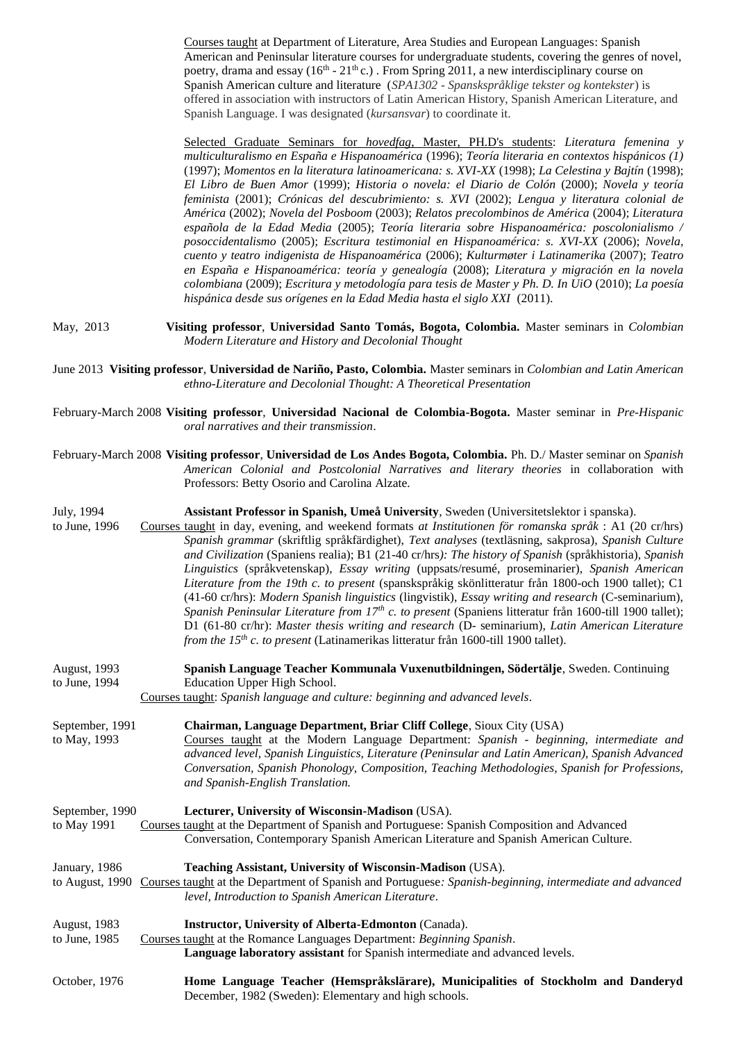Courses taught at Department of Literature, Area Studies and European Languages: Spanish American and Peninsular literature courses for undergraduate students, covering the genres of novel, poetry, drama and essay (16th - 21th c.) . From Spring 2011, a new interdisciplinary course on Spanish American culture and literature (*SPA1302 - Spanskspråklige tekster og kontekster*) is offered in association with instructors of Latin American History, Spanish American Literature, and Spanish Language. I was designated (*kursansvar*) to coordinate it.

Selected Graduate Seminars for *hovedfag*, Master, PH.D's students: *Literatura femenina y multiculturalismo en España e Hispanoamérica* (1996); *Teoría literaria en contextos hispánicos (1)* (1997); *Momentos en la literatura latinoamericana: s. XVI-XX* (1998); *La Celestina y Bajtín* (1998); *El Libro de Buen Amor* (1999); *Historia o novela: el Diario de Colón* (2000); *Novela y teoría feminista* (2001); *Crónicas del descubrimiento: s. XVI* (2002); *Lengua y literatura colonial de América* (2002); *Novela del Posboom* (2003); *Relatos precolombinos de América* (2004); *Literatura española de la Edad Media* (2005); *Teoría literaria sobre Hispanoamérica: poscolonialismo / posoccidentalismo* (2005); *Escritura testimonial en Hispanoamérica: s. XVI-XX* (2006); *Novela, cuento y teatro indigenista de Hispanoamérica* (2006); *Kulturmøter i Latinamerika* (2007); *Teatro en España e Hispanoamérica: teoría y genealogía* (2008); *Literatura y migración en la novela colombiana* (2009); *Escritura y metodología para tesis de Master y Ph. D. In UiO* (2010); *La poesía hispánica desde sus orígenes en la Edad Media hasta el siglo XXI* (2011).

May, 2013 **Visiting professor**, **Universidad Santo Tomás, Bogota, Colombia.** Master seminars in *Colombian Modern Literature and History and Decolonial Thought*

June 2013 **Visiting professor**, **Universidad de Nariño, Pasto, Colombia.** Master seminars in *Colombian and Latin American ethno-Literature and Decolonial Thought: A Theoretical Presentation*

February-March 2008 **Visiting professor**, **Universidad Nacional de Colombia-Bogota.** Master seminar in *Pre-Hispanic oral narratives and their transmission*.

February-March 2008 **Visiting professor**, **Universidad de Los Andes Bogota, Colombia.** Ph. D./ Master seminar on *Spanish American Colonial and Postcolonial Narratives and literary theories* in collaboration with Professors: Betty Osorio and Carolina Alzate.

July, 1994 to June, 1996 **Assistant Professor in Spanish, Umeå University**, Sweden (Universitetslektor i spanska).
Courses taught in day, evening, and weekend formats *at Institutionen för romanska språk* : A1 (20 cr/hrs) *Spanish grammar* (skriftlig språkfärdighet), *Text analyses* (textläsning, sakprosa), *Spanish Culture and Civilization* (Spaniens realia); B1 (21-40 cr/hrs*): The history of Spanish* (språkhistoria), *Spanish Linguistics* (språkvetenskap), *Essay writing* (uppsats/resumé, proseminarier), *Spanish American Literature from the 19th c. to present* (spanskspråkig skönlitteratur från 1800-och 1900 tallet); C1 (41-60 cr/hrs): *Modern Spanish linguistics* (lingvistik), *Essay writing and research* (C-seminarium), *Spanish Peninsular Literature from 17th c. to present* (Spaniens litteratur från 1600-till 1900 tallet); D1 (61-80 cr/hr): *Master thesis writing and research* (D- seminarium), *Latin American Literature from the 15th c. to present* (Latinamerikas litteratur från 1600-till 1900 tallet).

August, 1993 to June, 1994 **Spanish Language Teacher Kommunala Vuxenutbildningen, Södertälje**, Sweden. Continuing Education Upper High School.
Courses taught: *Spanish language and culture: beginning and advanced levels*.

September, 1991 to May, 1993 **Chairman, Language Department, Briar Cliff College**, Sioux City (USA)
Courses taught at the Modern Language Department: *Spanish - beginning, intermediate and advanced level, Spanish Linguistics, Literature (Peninsular and Latin American), Spanish Advanced Conversation, Spanish Phonology, Composition, Teaching Methodologies, Spanish for Professions, and Spanish-English Translation.*

September, 1990 to May 1991 **Lecturer, University of Wisconsin-Madison** (USA).
Courses taught at the Department of Spanish and Portuguese: Spanish Composition and Advanced Conversation, Contemporary Spanish American Literature and Spanish American Culture.

January, 1986 to August, 1990 **Teaching Assistant, University of Wisconsin-Madison** (USA).
Courses taught at the Department of Spanish and Portuguese*: Spanish-beginning, intermediate and advanced level, Introduction to Spanish American Literature*.

August, 1983 to June, 1985 **Instructor, University of Alberta-Edmonton** (Canada).
Courses taught at the Romance Languages Department: *Beginning Spanish*.
**Language laboratory assistant** for Spanish intermediate and advanced levels.

October, 1976 **Home Language Teacher (Hemspråkslärare), Municipalities of Stockholm and Danderyd** December, 1982 (Sweden): Elementary and high schools.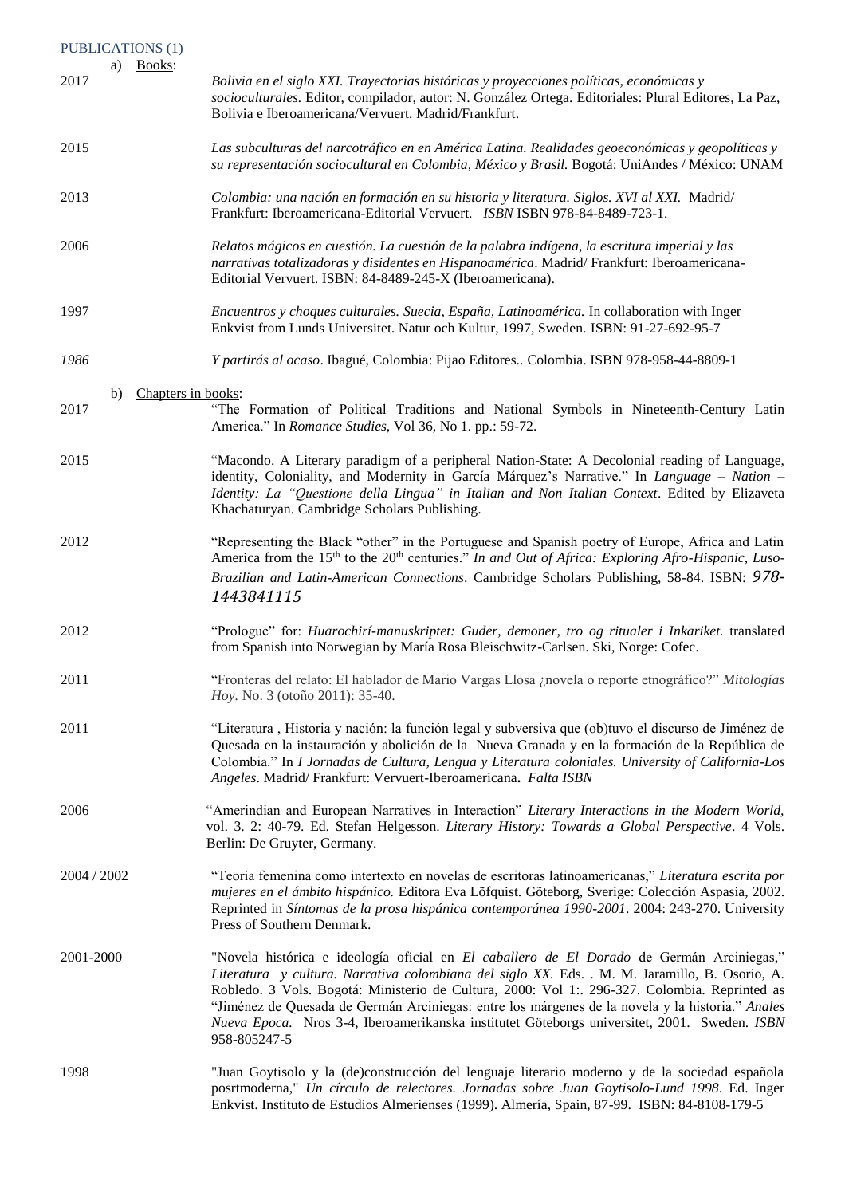## PUBLICATIONS (1)

a) Books:

2017 *Bolivia en el siglo XXI. Trayectorias históricas y proyecciones políticas, económicas y socioculturales.* Editor, compilador, autor: N. González Ortega. Editoriales: Plural Editores, La Paz, Bolivia e Iberoamericana/Vervuert. Madrid/Frankfurt.

2015 *Las subculturas del narcotráfico en en América Latina. Realidades geoeconómicas y geopolíticas y su representación sociocultural en Colombia, México y Brasil.* Bogotá: UniAndes / México: UNAM

2013 *Colombia: una nación en formación en su historia y literatura. Siglos. XVI al XXI.* Madrid/ Frankfurt: Iberoamericana-Editorial Vervuert. *ISBN* ISBN 978-84-8489-723-1.

2006 *Relatos mágicos en cuestión. La cuestión de la palabra indígena, la escritura imperial y las narrativas totalizadoras y disidentes en Hispanoamérica*. Madrid/ Frankfurt: Iberoamericana-Editorial Vervuert. ISBN: 84-8489-245-X (Iberoamericana).

1997 *Encuentros y choques culturales. Suecia, España, Latinoamérica.* In collaboration with Inger Enkvist from Lunds Universitet. Natur och Kultur, 1997, Sweden. ISBN: 91-27-692-95-7

*1986* *Y partirás al ocaso*. Ibagué, Colombia: Pijao Editores.. Colombia. ISBN 978-958-44-8809-1

b) Chapters in books:

2017 "The Formation of Political Traditions and National Symbols in Nineteenth-Century Latin America." In *Romance Studies*, Vol 36, No 1. pp.: 59-72.

2015 "Macondo. A Literary paradigm of a peripheral Nation-State: A Decolonial reading of Language, identity, Coloniality, and Modernity in García Márquez's Narrative." In *Language – Nation – Identity: La "Questione della Lingua" in Italian and Non Italian Context*. Edited by Elizaveta Khachaturyan. Cambridge Scholars Publishing.

2012 "Representing the Black "other" in the Portuguese and Spanish poetry of Europe, Africa and Latin America from the 15th to the 20th centuries." *In and Out of Africa: Exploring Afro-Hispanic, Luso-Brazilian and Latin-American Connections*. Cambridge Scholars Publishing, 58-84. ISBN: *978-1443841115*

2012 "Prologue" for: *Huarochirí-manuskriptet: Guder, demoner, tro og ritualer i Inkariket.* translated from Spanish into Norwegian by María Rosa Bleischwitz-Carlsen. Ski, Norge: Cofec.

2011 "Fronteras del relato: El hablador de Mario Vargas Llosa ¿novela o reporte etnográfico?" *Mitologías Hoy*. No. 3 (otoño 2011): 35-40.

2011 "Literatura , Historia y nación: la función legal y subversiva que (ob)tuvo el discurso de Jiménez de Quesada en la instauración y abolición de la Nueva Granada y en la formación de la República de Colombia." In *I Jornadas de Cultura, Lengua y Literatura coloniales. University of California-Los Angeles*. Madrid/ Frankfurt: Vervuert-Iberoamericana**.** *Falta ISBN*

2006 "Amerindian and European Narratives in Interaction" *Literary Interactions in the Modern World*, vol. 3. 2: 40-79. Ed. Stefan Helgesson. *Literary History: Towards a Global Perspective*. 4 Vols. Berlin: De Gruyter, Germany.

2004 / 2002 "Teoría femenina como intertexto en novelas de escritoras latinoamericanas," *Literatura escrita por mujeres en el ámbito hispánico.* Editora Eva Lõfquist. Gõteborg, Sverige: Colección Aspasia, 2002. Reprinted in *Síntomas de la prosa hispánica contemporánea 1990-2001*. 2004: 243-270. University Press of Southern Denmark.

2001-2000 "Novela histórica e ideología oficial en *El caballero de El Dorado* de Germán Arciniegas," *Literatura y cultura. Narrativa colombiana del siglo XX.* Eds. . M. M. Jaramillo, B. Osorio, A. Robledo. 3 Vols. Bogotá: Ministerio de Cultura, 2000: Vol 1:. 296-327. Colombia. Reprinted as "Jiménez de Quesada de Germán Arciniegas: entre los márgenes de la novela y la historia." *Anales Nueva Epoca.* Nros 3-4, Iberoamerikanska institutet Göteborgs universitet, 2001. Sweden. *ISBN* 958-805247-5

1998 "Juan Goytisolo y la (de)construcción del lenguaje literario moderno y de la sociedad española posrtmoderna," *Un círculo de relectores. Jornadas sobre Juan Goytisolo-Lund 1998*. Ed. Inger Enkvist. Instituto de Estudios Almerienses (1999). Almería, Spain, 87-99. ISBN: 84-8108-179-5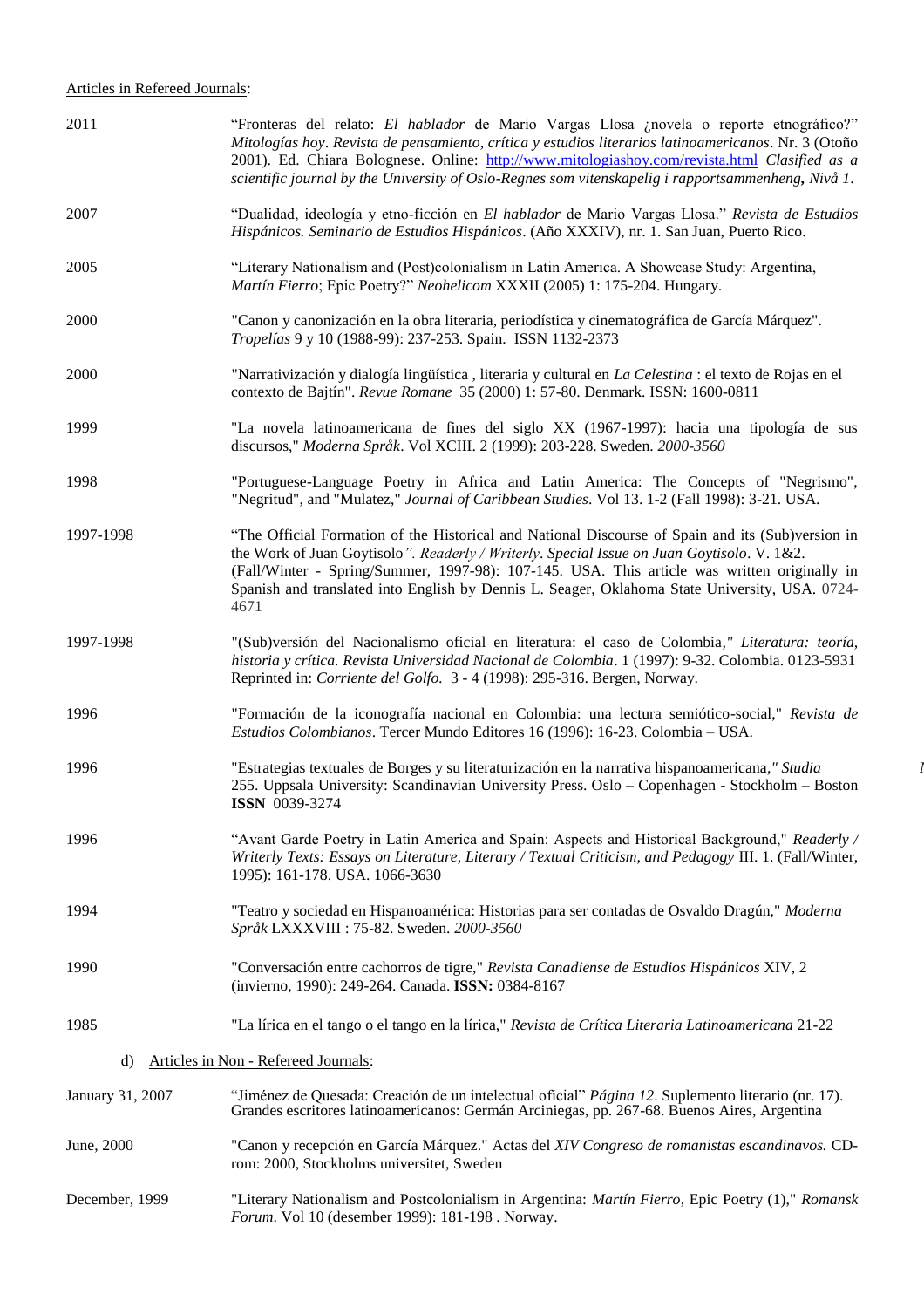Articles in Refereed Journals:

2011 — "Fronteras del relato: *El hablador* de Mario Vargas Llosa ¿novela o reporte etnográfico?" *Mitologías hoy. Revista de pensamiento, crítica y estudios literarios latinoamericanos*. Nr. 3 (Otoño 2001). Ed. Chiara Bolognese. Online: http://www.mitologiashoy.com/revista.html *Clasified as a scientific journal by the University of Oslo-Regnes som vitenskapelig i rapportsammenheng,* ***Nivå 1.***

2007 — "Dualidad, ideología y etno-ficción en *El hablador* de Mario Vargas Llosa." *Revista de Estudios Hispánicos. Seminario de Estudios Hispánicos*. (Año XXXIV), nr. 1. San Juan, Puerto Rico.

2005 — "Literary Nationalism and (Post)colonialism in Latin America. A Showcase Study: Argentina, *Martín Fierro*; Epic Poetry?" *Neohelicom* XXXII (2005) 1: 175-204. Hungary.

2000 — "Canon y canonización en la obra literaria, periodística y cinematográfica de García Márquez". *Tropelías* 9 y 10 (1988-99): 237-253. Spain. ISSN 1132-2373

2000 — "Narrativización y dialogía lingüística , literaria y cultural en *La Celestina* : el texto de Rojas en el contexto de Bajtín". *Revue Romane* 35 (2000) 1: 57-80. Denmark. ISSN: 1600-0811

1999 — "La novela latinoamericana de fines del siglo XX (1967-1997): hacia una tipología de sus discursos," *Moderna Språk*. Vol XCIII. 2 (1999): 203-228. Sweden. *2000-3560*

1998 — "Portuguese-Language Poetry in Africa and Latin America: The Concepts of "Negrismo", "Negritud", and "Mulatez," *Journal of Caribbean Studies*. Vol 13. 1-2 (Fall 1998): 3-21. USA.

1997-1998 — "The Official Formation of the Historical and National Discourse of Spain and its (Sub)version in the Work of Juan Goytisolo*". Readerly / Writerly*. *Special Issue on Juan Goytisolo*. V. 1&2. (Fall/Winter - Spring/Summer, 1997-98): 107-145. USA. This article was written originally in Spanish and translated into English by Dennis L. Seager, Oklahoma State University, USA. 0724-4671

1997-1998 — "(Sub)versión del Nacionalismo oficial en literatura: el caso de Colombia,*" Literatura: teoría, historia y crítica. Revista Universidad Nacional de Colombia*. 1 (1997): 9-32. Colombia. 0123-5931 Reprinted in: *Corriente del Golfo.* 3 - 4 (1998): 295-316. Bergen, Norway.

1996 — "Formación de la iconografía nacional en Colombia: una lectura semiótico-social," *Revista de Estudios Colombianos*. Tercer Mundo Editores 16 (1996): 16-23. Colombia – USA.

1996 — "Estrategias textuales de Borges y su literaturización en la narrativa hispanoamericana,*" Studia* 255. Uppsala University: Scandinavian University Press. Oslo – Copenhagen - Stockholm – Boston **ISSN** 0039-3274

1996 — "Avant Garde Poetry in Latin America and Spain: Aspects and Historical Background," *Readerly / Writerly Texts: Essays on Literature, Literary / Textual Criticism, and Pedagogy* III. 1. (Fall/Winter, 1995): 161-178. USA. 1066-3630

1994 — "Teatro y sociedad en Hispanoamérica: Historias para ser contadas de Osvaldo Dragún," *Moderna Språk* LXXXVIII : 75-82. Sweden. *2000-3560*

1990 — "Conversación entre cachorros de tigre," *Revista Canadiense de Estudios Hispánicos* XIV, 2 (invierno, 1990): 249-264. Canada. **ISSN:** 0384-8167

1985 — "La lírica en el tango o el tango en la lírica," *Revista de Crítica Literaria Latinoamericana* 21-22

d) Articles in Non - Refereed Journals:

January 31, 2007 — "Jiménez de Quesada: Creación de un intelectual oficial" *Página 12*. Suplemento literario (nr. 17). Grandes escritores latinoamericanos: Germán Arciniegas, pp. 267-68. Buenos Aires, Argentina

June, 2000 — "Canon y recepción en García Márquez." Actas del *XIV Congreso de romanistas escandinavos.* CD-rom: 2000, Stockholms universitet, Sweden

December, 1999 — "Literary Nationalism and Postcolonialism in Argentina: *Martín Fierro*, Epic Poetry (1)," *Romansk Forum*. Vol 10 (desember 1999): 181-198 . Norway.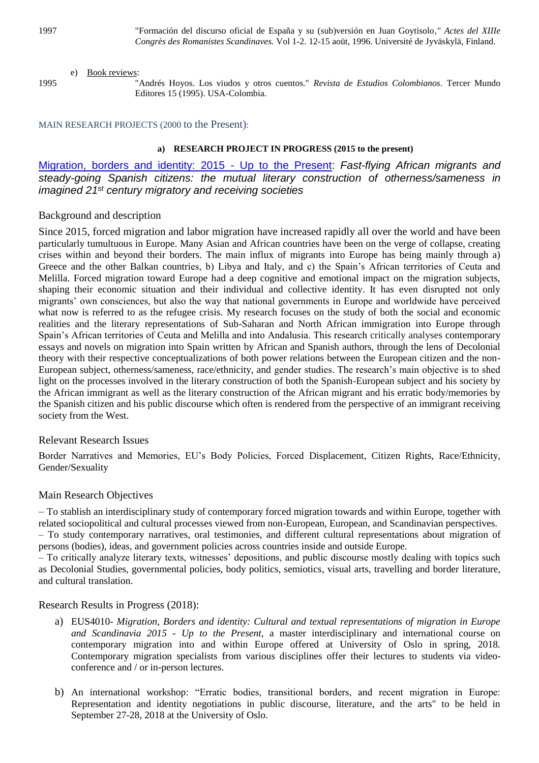1997 "Formación del discurso oficial de España y su (sub)versión en Juan Goytisolo," *Actes del XIIIe Congrès des Romanistes Scandinaves.* Vol 1-2. 12-15 aoüt, 1996. Université de Jyväskylä, Finland.

e) Book reviews:

1995 "Andrés Hoyos. Los viudos y otros cuentos." *Revista de Estudios Colombianos*. Tercer Mundo Editores 15 (1995). USA-Colombia.

## MAIN RESEARCH PROJECTS (2000 to the Present):

### a) RESEARCH PROJECT IN PROGRESS (2015 to the present)

Migration, borders and identity: 2015 - Up to the Present: *Fast-flying African migrants and steady-going Spanish citizens: the mutual literary construction of otherness/sameness in imagined 21st century migratory and receiving societies*

#### Background and description

Since 2015, forced migration and labor migration have increased rapidly all over the world and have been particularly tumultuous in Europe. Many Asian and African countries have been on the verge of collapse, creating crises within and beyond their borders. The main influx of migrants into Europe has being mainly through a) Greece and the other Balkan countries, b) Libya and Italy, and c) the Spain's African territories of Ceuta and Melilla. Forced migration toward Europe had a deep cognitive and emotional impact on the migration subjects, shaping their economic situation and their individual and collective identity. It has even disrupted not only migrants' own consciences, but also the way that national governments in Europe and worldwide have perceived what now is referred to as the refugee crisis. My research focuses on the study of both the social and economic realities and the literary representations of Sub-Saharan and North African immigration into Europe through Spain's African territories of Ceuta and Melilla and into Andalusia. This research critically analyses contemporary essays and novels on migration into Spain written by African and Spanish authors, through the lens of Decolonial theory with their respective conceptualizations of both power relations between the European citizen and the non-European subject, otherness/sameness, race/ethnicity, and gender studies. The research's main objective is to shed light on the processes involved in the literary construction of both the Spanish-European subject and his society by the African immigrant as well as the literary construction of the African migrant and his erratic body/memories by the Spanish citizen and his public discourse which often is rendered from the perspective of an immigrant receiving society from the West.

#### Relevant Research Issues

Border Narratives and Memories, EU's Body Policies, Forced Displacement, Citizen Rights, Race/Ethnicity, Gender/Sexuality

#### Main Research Objectives

– To stablish an interdisciplinary study of contemporary forced migration towards and within Europe, together with related sociopolitical and cultural processes viewed from non-European, European, and Scandinavian perspectives.
– To study contemporary narratives, oral testimonies, and different cultural representations about migration of persons (bodies), ideas, and government policies across countries inside and outside Europe.
– To critically analyze literary texts, witnesses' depositions, and public discourse mostly dealing with topics such as Decolonial Studies, governmental policies, body politics, semiotics, visual arts, travelling and border literature, and cultural translation.

#### Research Results in Progress (2018):

a) EUS4010- *Migration, Borders and identity: Cultural and textual representations of migration in Europe and Scandinavia 2015 - Up to the Present*, a master interdisciplinary and international course on contemporary migration into and within Europe offered at University of Oslo in spring, 2018. Contemporary migration specialists from various disciplines offer their lectures to students via video-conference and / or in-person lectures.

b) An international workshop: "Erratic bodies, transitional borders, and recent migration in Europe: Representation and identity negotiations in public discourse, literature, and the arts" to be held in September 27-28, 2018 at the University of Oslo.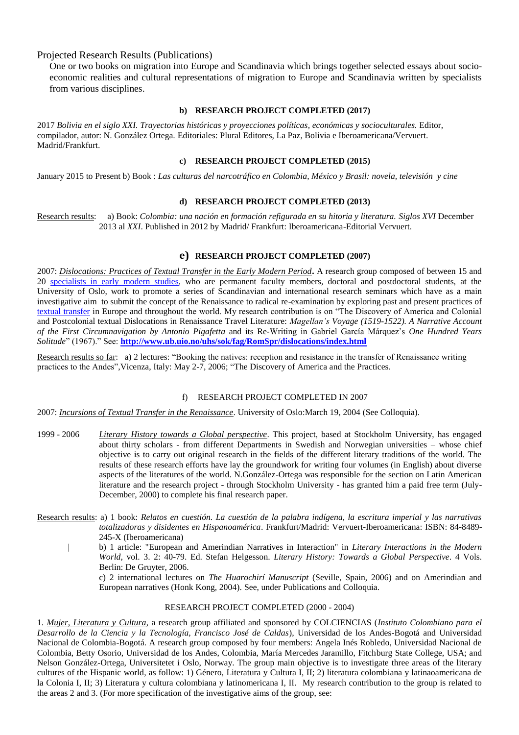Projected Research Results (Publications)

One or two books on migration into Europe and Scandinavia which brings together selected essays about socio-economic realities and cultural representations of migration to Europe and Scandinavia written by specialists from various disciplines.

#### b) RESEARCH PROJECT COMPLETED (2017)

2017 *Bolivia en el siglo XXI. Trayectorias históricas y proyecciones políticas, económicas y socioculturales.* Editor, compilador, autor: N. González Ortega. Editoriales: Plural Editores, La Paz, Bolivia e Iberoamericana/Vervuert. Madrid/Frankfurt.

#### c) RESEARCH PROJECT COMPLETED (2015)

January 2015 to Present b) Book : *Las culturas del narcotráfico en Colombia, México y Brasil: novela, televisión y cine*

#### d) RESEARCH PROJECT COMPLETED (2013)

Research results: a) Book: *Colombia: una nación en formación refigurada en su hitoria y literatura. Siglos XVI* December 2013 al *XXI*. Published in 2012 by Madrid/ Frankfurt: Iberoamericana-Editorial Vervuert.

#### e) RESEARCH PROJECT COMPLETED (2007)

2007: *Dislocations: Practices of Textual Transfer in the Early Modern Period*. A research group composed of between 15 and 20 specialists in early modern studies, who are permanent faculty members, doctoral and postdoctoral students, at the University of Oslo, work to promote a series of Scandinavian and international research seminars which have as a main investigative aim to submit the concept of the Renaissance to radical re-examination by exploring past and present practices of textual transfer in Europe and throughout the world. My research contribution is on "The Discovery of America and Colonial and Postcolonial textual Dislocations in Renaissance Travel Literature: *Magellan's Voyage (1519-1522). A Narrative Account of the First Circumnavigation by Antonio Pigafetta* and its Re-Writing in Gabriel García Márquez's *One Hundred Years Solitude*" (1967)." See: **http://www.ub.uio.no/uhs/sok/fag/RomSpr/dislocations/index.html**

Research results so far: a) 2 lectures: "Booking the natives: reception and resistance in the transfer of Renaissance writing practices to the Andes", Vicenza, Italy: May 2-7, 2006; "The Discovery of America and the Practices.

#### f) RESEARCH PROJECT COMPLETED IN 2007

2007: *Incursions of Textual Transfer in the Renaissance*. University of Oslo:March 19, 2004 (See Colloquia).

1999 - 2006 *Literary History towards a Global perspective*. This project, based at Stockholm University, has engaged about thirty scholars - from different Departments in Swedish and Norwegian universities – whose chief objective is to carry out original research in the fields of the different literary traditions of the world. The results of these research efforts have lay the groundwork for writing four volumes (in English) about diverse aspects of the literatures of the world. N.González-Ortega was responsible for the section on Latin American literature and the research project - through Stockholm University - has granted him a paid free term (July-December, 2000) to complete his final research paper.

Research results: a) 1 book: *Relatos en cuestión. La cuestión de la palabra indígena, la escritura imperial y las narrativas totalizadoras y disidentes en Hispanoamérica*. Frankfurt/Madrid: Vervuert-Iberoamericana: ISBN: 84-8489-245-X (Iberoamericana)

b) 1 article: "European and Amerindian Narratives in Interaction" in *Literary Interactions in the Modern World*, vol. 3. 2: 40-79. Ed. Stefan Helgesson. *Literary History: Towards a Global Perspective*. 4 Vols. Berlin: De Gruyter, 2006.

c) 2 international lectures on *The Huarochirí Manuscript* (Seville, Spain, 2006) and on Amerindian and European narratives (Honk Kong, 2004). See, under Publications and Colloquia.

#### RESEARCH PROJECT COMPLETED (2000 - 2004)

1. *Mujer, Literatura y Cultura*, a research group affiliated and sponsored by COLCIENCIAS (*Instituto Colombiano para el Desarrollo de la Ciencia y la Tecnología, Francisco José de Caldas*), Universidad de los Andes-Bogotá and Universidad Nacional de Colombia-Bogotá. A research group composed by four members: Angela Inés Robledo, Universidad Nacional de Colombia, Betty Osorio, Universidad de los Andes, Colombia, María Mercedes Jaramillo, Fitchburg State College, USA; and Nelson González-Ortega, Universitetet i Oslo, Norway. The group main objective is to investigate three areas of the literary cultures of the Hispanic world, as follow: 1) Género, Literatura y Cultura I, II; 2) literatura colombiana y latinoamericana de la Colonia I, II; 3) Literatura y cultura colombiana y latinomericana I, II. My research contribution to the group is related to the areas 2 and 3. (For more specification of the investigative aims of the group, see: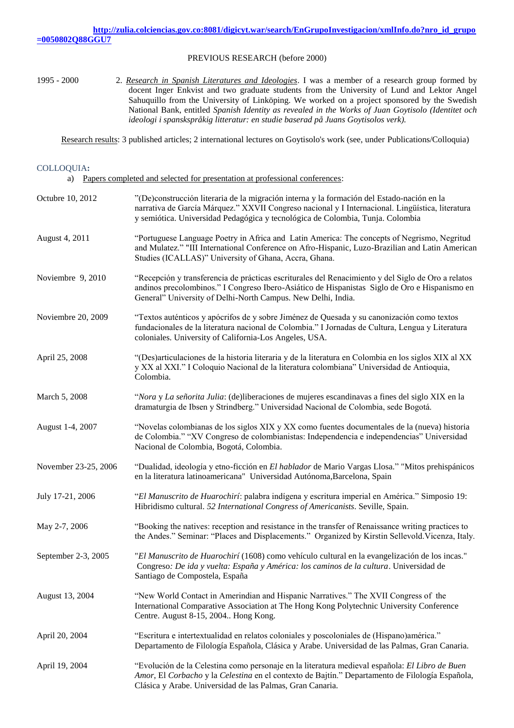**http://zulia.colciencias.gov.co:8081/digicyt.war/search/EnGrupoInvestigacion/xmlInfo.do?nro_id_grupo=0050802Q88GGU7**

PREVIOUS RESEARCH (before 2000)

1995 - 2000 — 2. Research in Spanish Literatures and Ideologies. I was a member of a research group formed by docent Inger Enkvist and two graduate students from the University of Lund and Lektor Angel Sahuquillo from the University of Linköping. We worked on a project sponsored by the Swedish National Bank, entitled *Spanish Identity as revealed in the Works of Juan Goytisolo (Identitet och ideologi i spanskspråkig litteratur: en studie baserad på Juans Goytisolos verk).*

Research results: 3 published articles; 2 international lectures on Goytisolo's work (see, under Publications/Colloquia)

COLLOQUIA:

a) Papers completed and selected for presentation at professional conferences:

| | |
|---|---|
| Octubre 10, 2012 | "(De)construcción literaria de la migración interna y la formación del Estado-nación en la narrativa de García Márquez." XXVII Congreso nacional y I Internacional. Lingüística, literatura y semiótica. Universidad Pedagógica y tecnológica de Colombia, Tunja. Colombia |
| August 4, 2011 | "Portuguese Language Poetry in Africa and Latin America: The concepts of Negrismo, Negritud and Mulatez." "III International Conference on Afro-Hispanic, Luzo-Brazilian and Latin American Studies (ICALLAS)" University of Ghana, Accra, Ghana. |
| Noviembre 9, 2010 | "Recepción y transferencia de prácticas escriturales del Renacimiento y del Siglo de Oro a relatos andinos precolombinos." I Congreso Ibero-Asiático de Hispanistas Siglo de Oro e Hispanismo en General" University of Delhi-North Campus. New Delhi, India. |
| Noviembre 20, 2009 | "Textos auténticos y apócrifos de y sobre Jiménez de Quesada y su canonización como textos fundacionales de la literatura nacional de Colombia." I Jornadas de Cultura, Lengua y Literatura coloniales. University of California-Los Angeles, USA. |
| April 25, 2008 | "(Des)articulaciones de la historia literaria y de la literatura en Colombia en los siglos XIX al XX y XX al XXI." I Coloquio Nacional de la literatura colombiana" Universidad de Antioquia, Colombia. |
| March 5, 2008 | "*Nora* y *La señorita Julia*: (de)liberaciones de mujeres escandinavas a fines del siglo XIX en la dramaturgia de Ibsen y Strindberg." Universidad Nacional de Colombia, sede Bogotá. |
| August 1-4, 2007 | "Novelas colombianas de los siglos XIX y XX como fuentes documentales de la (nueva) historia de Colombia." "XV Congreso de colombianistas: Independencia e independencias" Universidad Nacional de Colombia, Bogotá, Colombia. |
| November 23-25, 2006 | "Dualidad, ideología y etno-ficción en *El hablador* de Mario Vargas Llosa." "Mitos prehispánicos en la literatura latinoamericana" Universidad Autónoma,Barcelona, Spain |
| July 17-21, 2006 | "*El Manuscrito de Huarochirí*: palabra indígena y escritura imperial en América." Simposio 19: Hibridismo cultural. *52 International Congress of Americanists*. Seville, Spain. |
| May 2-7, 2006 | "Booking the natives: reception and resistance in the transfer of Renaissance writing practices to the Andes." Seminar: "Places and Displacements." Organized by Kirstin Sellevold.Vicenza, Italy. |
| September 2-3, 2005 | "*El Manuscrito de Huarochirí* (1608) como vehículo cultural en la evangelización de los incas." Congreso*: De ida y vuelta: España y América: los caminos de la cultura*. Universidad de Santiago de Compostela, España |
| August 13, 2004 | "New World Contact in Amerindian and Hispanic Narratives." The XVII Congress of the International Comparative Association at The Hong Kong Polytechnic University Conference Centre. August 8-15, 2004.. Hong Kong. |
| April 20, 2004 | "Escritura e intertextualidad en relatos coloniales y poscoloniales de (Hispano)américa." Departamento de Filología Española, Clásica y Arabe. Universidad de las Palmas, Gran Canaria. |
| April 19, 2004 | "Evolución de la Celestina como personaje en la literatura medieval española: *El Libro de Buen Amor*, El *Corbacho* y la *Celestina* en el contexto de Bajtín." Departamento de Filología Española, Clásica y Arabe. Universidad de las Palmas, Gran Canaria. |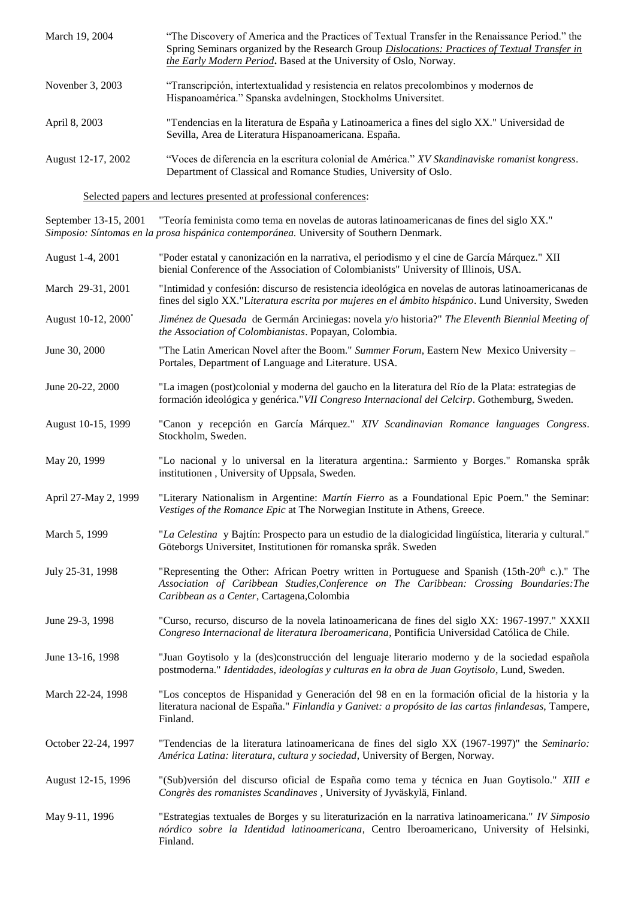March 19, 2004 — "The Discovery of America and the Practices of Textual Transfer in the Renaissance Period." the Spring Seminars organized by the Research Group ***Dislocations: Practices of Textual Transfer in the Early Modern Period*.** Based at the University of Oslo, Norway.

Novenber 3, 2003 — "Transcripción, intertextualidad y resistencia en relatos precolombinos y modernos de Hispanoamérica." Spanska avdelningen, Stockholms Universitet.

April 8, 2003 — "Tendencias en la literatura de España y Latinoamerica a fines del siglo XX." Universidad de Sevilla, Area de Literatura Hispanoamericana. España.

August 12-17, 2002 — "Voces de diferencia en la escritura colonial de América." *XV Skandinaviske romanist kongress*. Department of Classical and Romance Studies, University of Oslo.

Selected papers and lectures presented at professional conferences:

September 13-15, 2001 — "Teoría feminista como tema en novelas de autoras latinoamericanas de fines del siglo XX." *Simposio: Síntomas en la prosa hispánica contemporánea.* University of Southern Denmark.

August 1-4, 2001 — "Poder estatal y canonización en la narrativa, el periodismo y el cine de García Márquez." XII bienial Conference of the Association of Colombianists" University of Illinois, USA.

March 29-31, 2001 — "Intimidad y confesión: discurso de resistencia ideológica en novelas de autoras latinoamericanas de fines del siglo XX."*Literatura escrita por mujeres en el ámbito hispánico*. Lund University, Sweden

August 10-12, 2000" — *Jiménez de Quesada* de Germán Arciniegas: novela y/o historia?" *The Eleventh Biennial Meeting of the Association of Colombianistas*. Popayan, Colombia.

June 30, 2000 — "The Latin American Novel after the Boom." *Summer Forum*, Eastern New Mexico University – Portales, Department of Language and Literature. USA.

June 20-22, 2000 — "La imagen (post)colonial y moderna del gaucho en la literatura del Río de la Plata: estrategias de formación ideológica y genérica."*VII Congreso Internacional del Celcirp*. Gothemburg, Sweden.

August 10-15, 1999 — "Canon y recepción en García Márquez." *XIV Scandinavian Romance languages Congress*. Stockholm, Sweden.

May 20, 1999 — "Lo nacional y lo universal en la literatura argentina.: Sarmiento y Borges." Romanska språk institutionen , University of Uppsala, Sweden.

April 27-May 2, 1999 — "Literary Nationalism in Argentine: *Martín Fierro* as a Foundational Epic Poem." the Seminar: *Vestiges of the Romance Epic* at The Norwegian Institute in Athens, Greece.

March 5, 1999 — "*La Celestina* y Bajtín: Prospecto para un estudio de la dialogicidad lingüística, literaria y cultural." Göteborgs Universitet, Institutionen för romanska språk. Sweden

July 25-31, 1998 — "Representing the Other: African Poetry written in Portuguese and Spanish (15th-20th c.)." The *Association of Caribbean Studies,Conference on The Caribbean: Crossing Boundaries:The Caribbean as a Center*, Cartagena,Colombia

June 29-3, 1998 — "Curso, recurso, discurso de la novela latinoamericana de fines del siglo XX: 1967-1997." *XXXII Congreso Internacional de literatura Iberoamericana*, Pontificia Universidad Católica de Chile.

June 13-16, 1998 — "Juan Goytisolo y la (des)construcción del lenguaje literario moderno y de la sociedad española postmoderna." *Identidades, ideologías y culturas en la obra de Juan Goytisolo*, Lund, Sweden.

March 22-24, 1998 — "Los conceptos de Hispanidad y Generación del 98 en en la formación oficial de la historia y la literatura nacional de España." *Finlandia y Ganivet: a propósito de las cartas finlandesas*, Tampere, Finland.

October 22-24, 1997 — "Tendencias de la literatura latinoamericana de fines del siglo XX (1967-1997)" the *Seminario: América Latina: literatura, cultura y sociedad*, University of Bergen, Norway.

August 12-15, 1996 — "(Sub)versión del discurso oficial de España como tema y técnica en Juan Goytisolo." *XIII e Congrès des romanistes Scandinaves* , University of Jyväskylä, Finland.

May 9-11, 1996 — "Estrategias textuales de Borges y su literaturización en la narrativa latinoamericana." *IV Simposio nórdico sobre la Identidad latinoamericana*, Centro Iberoamericano, University of Helsinki, Finland.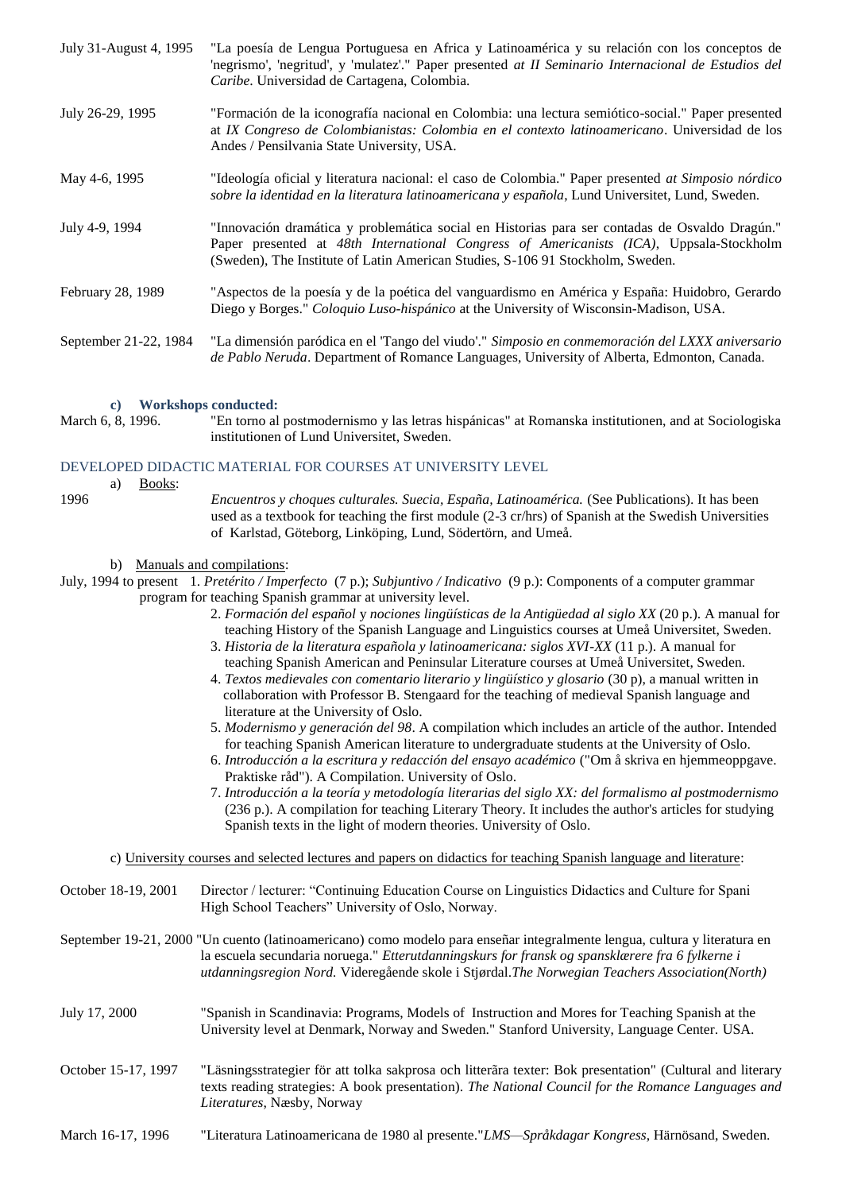July 31-August 4, 1995 — "La poesía de Lengua Portuguesa en Africa y Latinoamérica y su relación con los conceptos de 'negrismo', 'negritud', y 'mulatez'." Paper presented *at II Seminario Internacional de Estudios del Caribe*. Universidad de Cartagena, Colombia.

July 26-29, 1995 — "Formación de la iconografía nacional en Colombia: una lectura semiótico-social." Paper presented at *IX Congreso de Colombianistas: Colombia en el contexto latinoamericano*. Universidad de los Andes / Pensilvania State University, USA.

May 4-6, 1995 — "Ideología oficial y literatura nacional: el caso de Colombia." Paper presented *at Simposio nórdico sobre la identidad en la literatura latinoamericana y española*, Lund Universitet, Lund, Sweden.

July 4-9, 1994 — "Innovación dramática y problemática social en Historias para ser contadas de Osvaldo Dragún." Paper presented at *48th International Congress of Americanists (ICA)*, Uppsala-Stockholm (Sweden), The Institute of Latin American Studies, S-106 91 Stockholm, Sweden.

February 28, 1989 — "Aspectos de la poesía y de la poética del vanguardismo en América y España: Huidobro, Gerardo Diego y Borges." *Coloquio Luso-hispánico* at the University of Wisconsin-Madison, USA.

September 21-22, 1984 — "La dimensión paródica en el 'Tango del viudo'." *Simposio en conmemoración del LXXX aniversario de Pablo Neruda*. Department of Romance Languages, University of Alberta, Edmonton, Canada.

**c) Workshops conducted:**

March 6, 8, 1996. — "En torno al postmodernismo y las letras hispánicas" at Romanska institutionen, and at Sociologiska institutionen of Lund Universitet, Sweden.

## DEVELOPED DIDACTIC MATERIAL FOR COURSES AT UNIVERSITY LEVEL

a) Books:

1996 — *Encuentros y choques culturales. Suecia, España, Latinoamérica.* (See Publications). It has been used as a textbook for teaching the first module (2-3 cr/hrs) of Spanish at the Swedish Universities of Karlstad, Göteborg, Linköping, Lund, Södertörn, and Umeå.

b) Manuals and compilations:

July, 1994 to present

1. *Pretérito / Imperfecto* (7 p.); *Subjuntivo / Indicativo* (9 p.): Components of a computer grammar program for teaching Spanish grammar at university level.
2. *Formación del español* y *nociones lingüísticas de la Antigüedad al siglo XX* (20 p.). A manual for teaching History of the Spanish Language and Linguistics courses at Umeå Universitet, Sweden.
3. *Historia de la literatura española y latinoamericana: siglos XVI-XX* (11 p.). A manual for teaching Spanish American and Peninsular Literature courses at Umeå Universitet, Sweden.
4. *Textos medievales con comentario literario y lingüístico y glosario* (30 p), a manual written in collaboration with Professor B. Stengaard for the teaching of medieval Spanish language and literature at the University of Oslo.
5. *Modernismo y generación del 98*. A compilation which includes an article of the author. Intended for teaching Spanish American literature to undergraduate students at the University of Oslo.
6. *Introducción a la escritura y redacción del ensayo académico* ("Om å skriva en hjemmeoppgave. Praktiske råd"). A Compilation. University of Oslo.
7. *Introducción a la teoría y metodología literarias del siglo XX: del formalismo al postmodernismo* (236 p.). A compilation for teaching Literary Theory. It includes the author's articles for studying Spanish texts in the light of modern theories. University of Oslo.

c) University courses and selected lectures and papers on didactics for teaching Spanish language and literature:

October 18-19, 2001 — Director / lecturer: "Continuing Education Course on Linguistics Didactics and Culture for Spani High School Teachers" University of Oslo, Norway.

September 19-21, 2000 — "Un cuento (latinoamericano) como modelo para enseñar integralmente lengua, cultura y literatura en la escuela secundaria noruega." *Etterutdanningskurs for fransk og spansklærere fra 6 fylkerne i utdanningsregion Nord.* Videregående skole i Stjørdal.*The Norwegian Teachers Association(North)*

July 17, 2000 — "Spanish in Scandinavia: Programs, Models of Instruction and Mores for Teaching Spanish at the University level at Denmark, Norway and Sweden." Stanford University, Language Center. USA.

October 15-17, 1997 — "Läsningsstrategier för att tolka sakprosa och litterãra texter: Bok presentation" (Cultural and literary texts reading strategies: A book presentation). *The National Council for the Romance Languages and Literatures*, Næsby, Norway

March 16-17, 1996 — "Literatura Latinoamericana de 1980 al presente."*LMS—Språkdagar Kongress*, Härnösand, Sweden.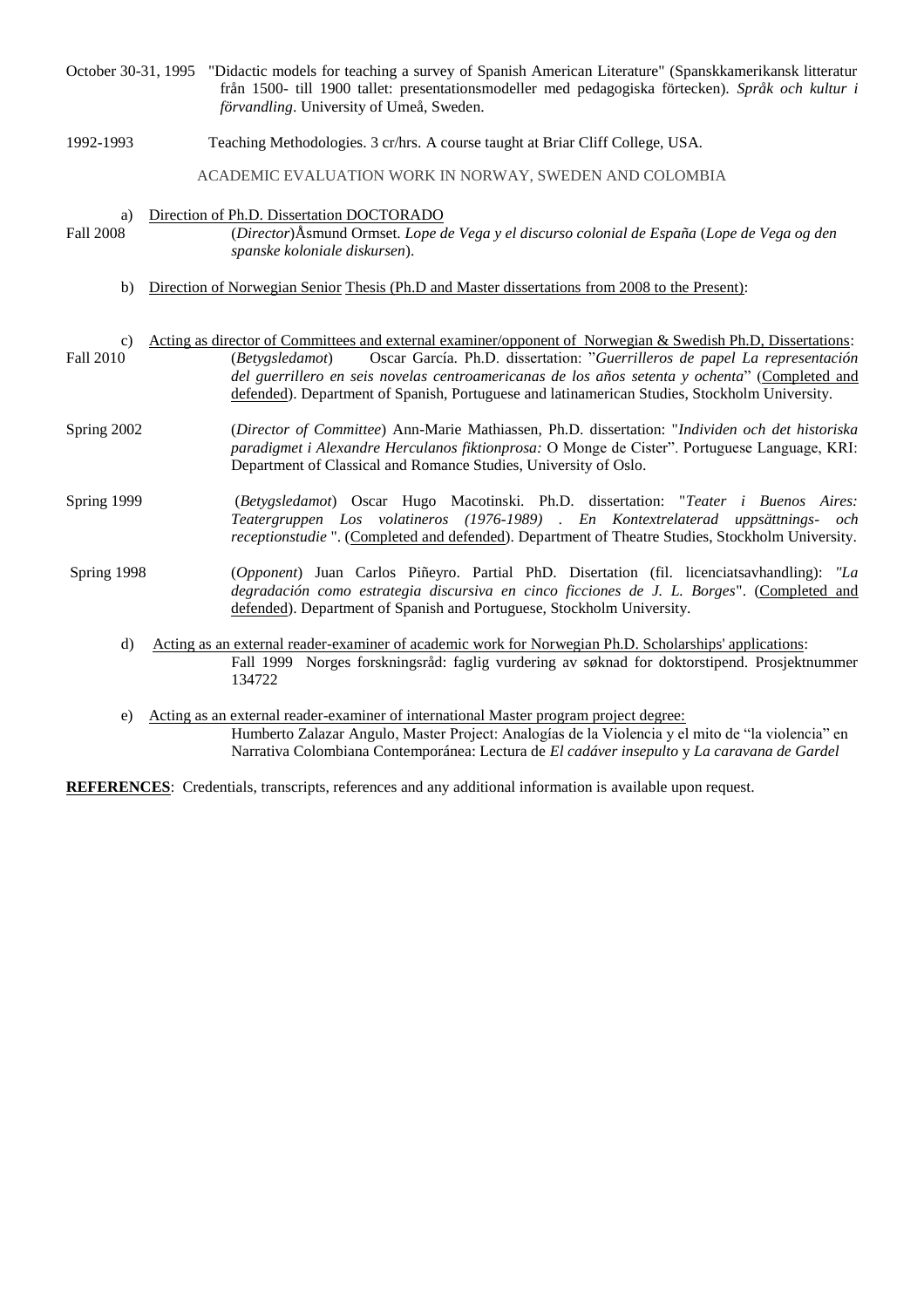October 30-31, 1995 "Didactic models for teaching a survey of Spanish American Literature" (Spanskkamerikansk litteratur från 1500- till 1900 tallet: presentationsmodeller med pedagogiska förtecken). *Språk och kultur i förvandling*. University of Umeå, Sweden.

1992-1993 Teaching Methodologies. 3 cr/hrs. A course taught at Briar Cliff College, USA.

ACADEMIC EVALUATION WORK IN NORWAY, SWEDEN AND COLOMBIA

a) Direction of Ph.D. Dissertation DOCTORADO

Fall 2008 (*Director*)Åsmund Ormset. *Lope de Vega y el discurso colonial de España* (*Lope de Vega og den spanske koloniale diskursen*).

b) Direction of Norwegian Senior Thesis (Ph.D and Master dissertations from 2008 to the Present):

c) Acting as director of Committees and external examiner/opponent of Norwegian & Swedish Ph.D, Dissertations:

Fall 2010 (*Betygsledamot*) Oscar García. Ph.D. dissertation: "*Guerrilleros de papel La representación del guerrillero en seis novelas centroamericanas de los años setenta y ochenta*" (Completed and defended). Department of Spanish, Portuguese and latinamerican Studies, Stockholm University.

Spring 2002 (*Director of Committee*) Ann-Marie Mathiassen, Ph.D. dissertation: "*Individen och det historiska paradigmet i Alexandre Herculanos fiktionprosa:* O Monge de Cister". Portuguese Language, KRI: Department of Classical and Romance Studies, University of Oslo.

Spring 1999 (*Betygsledamot*) Oscar Hugo Macotinski. Ph.D. dissertation: "*Teater i Buenos Aires: Teatergruppen Los volatineros (1976-1989) . En Kontextrelaterad uppsättnings- och receptionstudie* ". (Completed and defended). Department of Theatre Studies, Stockholm University.

Spring 1998 (*Opponent*) Juan Carlos Piñeyro. Partial PhD. Disertation (fil. licenciatsavhandling): *"La degradación como estrategia discursiva en cinco ficciones de J. L. Borges*". (Completed and defended). Department of Spanish and Portuguese, Stockholm University.

d) Acting as an external reader-examiner of academic work for Norwegian Ph.D. Scholarships' applications:
Fall 1999 Norges forskningsråd: faglig vurdering av søknad for doktorstipend. Prosjektnummer 134722

e) Acting as an external reader-examiner of international Master program project degree:
Humberto Zalazar Angulo, Master Project: Analogías de la Violencia y el mito de "la violencia" en Narrativa Colombiana Contemporánea: Lectura de *El cadáver insepulto* y *La caravana de Gardel*

**REFERENCES**: Credentials, transcripts, references and any additional information is available upon request.